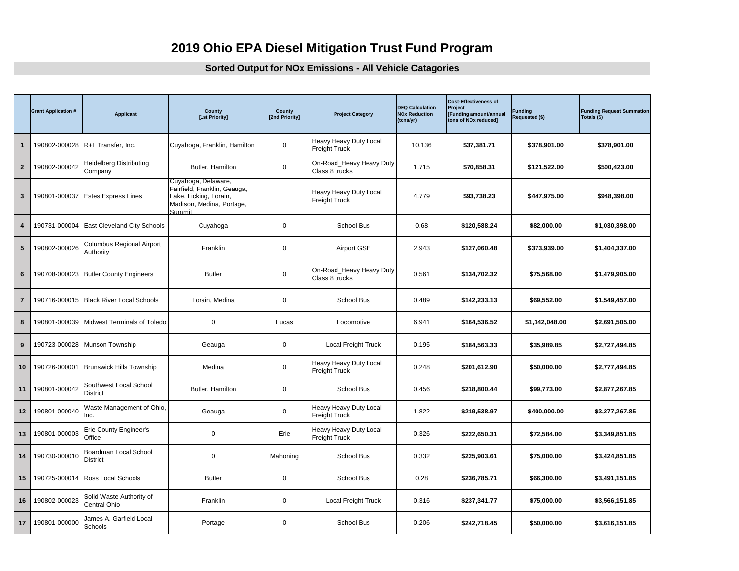# 2019 Ohio EPA Diesel Mitigation Trust Fund Program

## Sorted Output for NOx Emissions - All Vehicle Catagories

| | Grant Application # | Applicant | County [1st Priority] | County [2nd Priority] | Project Category | DEQ Calculation NOx Reduction (tons/yr) | Cost-Effectiveness of Project [Funding amount/annual tons of NOx reduced] | Funding Requested ($) | Funding Request Summation Totals ($) |
|---|---|---|---|---|---|---|---|---|---|
| 1 | 190802-000028 | R+L Transfer, Inc. | Cuyahoga, Franklin, Hamilton | 0 | Heavy Heavy Duty Local Freight Truck | 10.136 | **$37,381.71** | **$378,901.00** | **$378,901.00** |
| 2 | 190802-000042 | Heidelberg Distributing Company | Butler, Hamilton | 0 | On-Road_Heavy Heavy Duty Class 8 trucks | 1.715 | **$70,858.31** | **$121,522.00** | **$500,423.00** |
| 3 | 190801-000037 | Estes Express Lines | Cuyahoga, Delaware, Fairfield, Franklin, Geauga, Lake, Licking, Lorain, Madison, Medina, Portage, Summit | | Heavy Heavy Duty Local Freight Truck | 4.779 | **$93,738.23** | **$447,975.00** | **$948,398.00** |
| 4 | 190731-000004 | East Cleveland City Schools | Cuyahoga | 0 | School Bus | 0.68 | **$120,588.24** | **$82,000.00** | **$1,030,398.00** |
| 5 | 190802-000026 | Columbus Regional Airport Authority | Franklin | 0 | Airport GSE | 2.943 | **$127,060.48** | **$373,939.00** | **$1,404,337.00** |
| 6 | 190708-000023 | Butler County Engineers | Butler | 0 | On-Road_Heavy Heavy Duty Class 8 trucks | 0.561 | **$134,702.32** | **$75,568.00** | **$1,479,905.00** |
| 7 | 190716-000015 | Black River Local Schools | Lorain, Medina | 0 | School Bus | 0.489 | **$142,233.13** | **$69,552.00** | **$1,549,457.00** |
| 8 | 190801-000039 | Midwest Terminals of Toledo | 0 | Lucas | Locomotive | 6.941 | **$164,536.52** | **$1,142,048.00** | **$2,691,505.00** |
| 9 | 190723-000028 | Munson Township | Geauga | 0 | Local Freight Truck | 0.195 | **$184,563.33** | **$35,989.85** | **$2,727,494.85** |
| 10 | 190726-000001 | Brunswick Hills Township | Medina | 0 | Heavy Heavy Duty Local Freight Truck | 0.248 | **$201,612.90** | **$50,000.00** | **$2,777,494.85** |
| 11 | 190801-000042 | Southwest Local School District | Butler, Hamilton | 0 | School Bus | 0.456 | **$218,800.44** | **$99,773.00** | **$2,877,267.85** |
| 12 | 190801-000040 | Waste Management of Ohio, Inc. | Geauga | 0 | Heavy Heavy Duty Local Freight Truck | 1.822 | **$219,538.97** | **$400,000.00** | **$3,277,267.85** |
| 13 | 190801-000003 | Erie County Engineer's Office | 0 | Erie | Heavy Heavy Duty Local Freight Truck | 0.326 | **$222,650.31** | **$72,584.00** | **$3,349,851.85** |
| 14 | 190730-000010 | Boardman Local School District | 0 | Mahoning | School Bus | 0.332 | **$225,903.61** | **$75,000.00** | **$3,424,851.85** |
| 15 | 190725-000014 | Ross Local Schools | Butler | 0 | School Bus | 0.28 | **$236,785.71** | **$66,300.00** | **$3,491,151.85** |
| 16 | 190802-000023 | Solid Waste Authority of Central Ohio | Franklin | 0 | Local Freight Truck | 0.316 | **$237,341.77** | **$75,000.00** | **$3,566,151.85** |
| 17 | 190801-000000 | James A. Garfield Local Schools | Portage | 0 | School Bus | 0.206 | **$242,718.45** | **$50,000.00** | **$3,616,151.85** |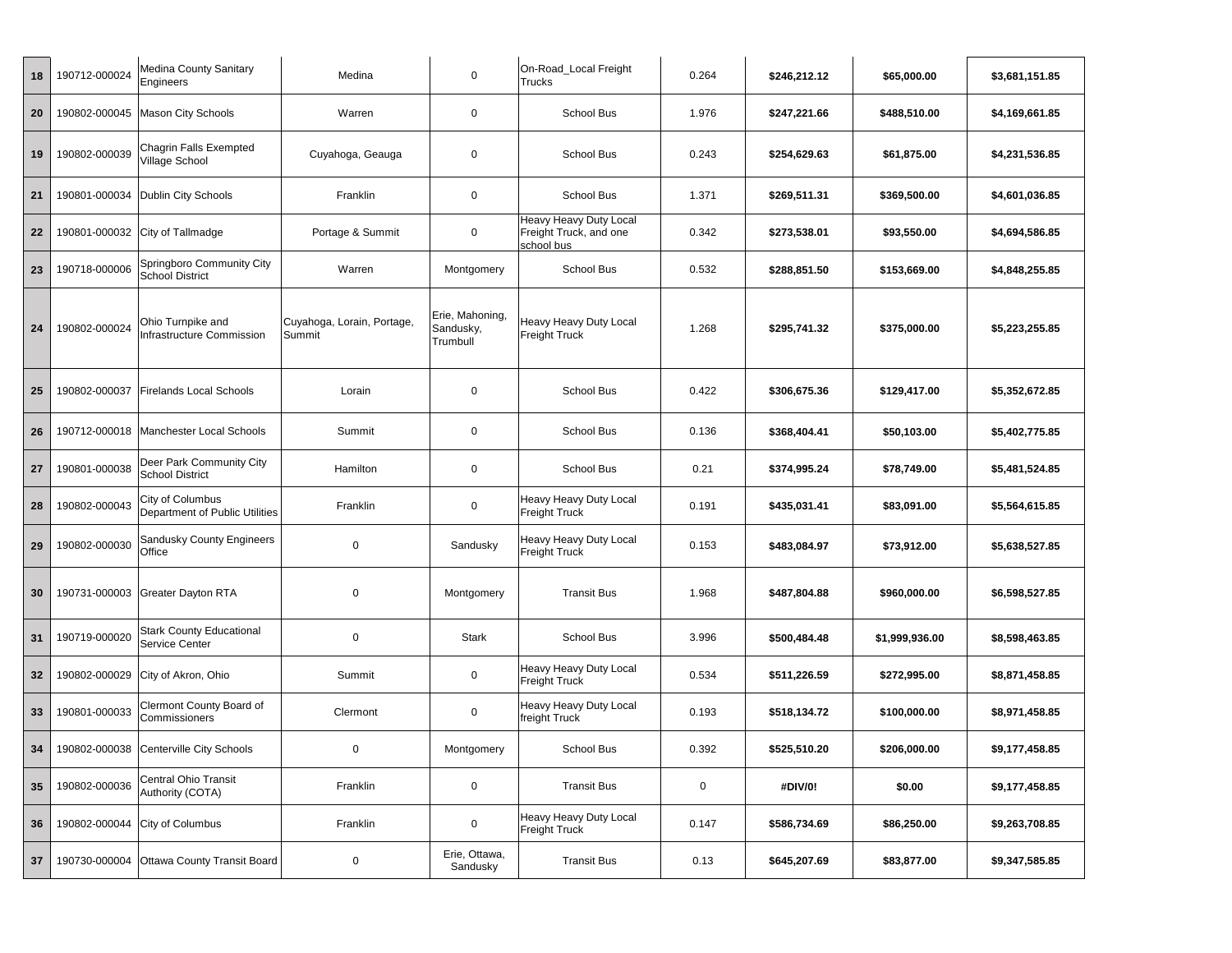| 18 | 190712-000024 | Medina County Sanitary Engineers | Medina | 0 | On-Road_Local Freight Trucks | 0.264 | **$246,212.12** | **$65,000.00** | **$3,681,151.85** |
|---|---|---|---|---|---|---|---|---|---|
| 20 | 190802-000045 | Mason City Schools | Warren | 0 | School Bus | 1.976 | **$247,221.66** | **$488,510.00** | **$4,169,661.85** |
| 19 | 190802-000039 | Chagrin Falls Exempted Village School | Cuyahoga, Geauga | 0 | School Bus | 0.243 | **$254,629.63** | **$61,875.00** | **$4,231,536.85** |
| 21 | 190801-000034 | Dublin City Schools | Franklin | 0 | School Bus | 1.371 | **$269,511.31** | **$369,500.00** | **$4,601,036.85** |
| 22 | 190801-000032 | City of Tallmadge | Portage & Summit | 0 | Heavy Heavy Duty Local Freight Truck, and one school bus | 0.342 | **$273,538.01** | **$93,550.00** | **$4,694,586.85** |
| 23 | 190718-000006 | Springboro Community City School District | Warren | Montgomery | School Bus | 0.532 | **$288,851.50** | **$153,669.00** | **$4,848,255.85** |
| 24 | 190802-000024 | Ohio Turnpike and Infrastructure Commission | Cuyahoga, Lorain, Portage, Summit | Erie, Mahoning, Sandusky, Trumbull | Heavy Heavy Duty Local Freight Truck | 1.268 | **$295,741.32** | **$375,000.00** | **$5,223,255.85** |
| 25 | 190802-000037 | Firelands Local Schools | Lorain | 0 | School Bus | 0.422 | **$306,675.36** | **$129,417.00** | **$5,352,672.85** |
| 26 | 190712-000018 | Manchester Local Schools | Summit | 0 | School Bus | 0.136 | **$368,404.41** | **$50,103.00** | **$5,402,775.85** |
| 27 | 190801-000038 | Deer Park Community City School District | Hamilton | 0 | School Bus | 0.21 | **$374,995.24** | **$78,749.00** | **$5,481,524.85** |
| 28 | 190802-000043 | City of Columbus Department of Public Utilities | Franklin | 0 | Heavy Heavy Duty Local Freight Truck | 0.191 | **$435,031.41** | **$83,091.00** | **$5,564,615.85** |
| 29 | 190802-000030 | Sandusky County Engineers Office | 0 | Sandusky | Heavy Heavy Duty Local Freight Truck | 0.153 | **$483,084.97** | **$73,912.00** | **$5,638,527.85** |
| 30 | 190731-000003 | Greater Dayton RTA | 0 | Montgomery | Transit Bus | 1.968 | **$487,804.88** | **$960,000.00** | **$6,598,527.85** |
| 31 | 190719-000020 | Stark County Educational Service Center | 0 | Stark | School Bus | 3.996 | **$500,484.48** | **$1,999,936.00** | **$8,598,463.85** |
| 32 | 190802-000029 | City of Akron, Ohio | Summit | 0 | Heavy Heavy Duty Local Freight Truck | 0.534 | **$511,226.59** | **$272,995.00** | **$8,871,458.85** |
| 33 | 190801-000033 | Clermont County Board of Commissioners | Clermont | 0 | Heavy Heavy Duty Local freight Truck | 0.193 | **$518,134.72** | **$100,000.00** | **$8,971,458.85** |
| 34 | 190802-000038 | Centerville City Schools | 0 | Montgomery | School Bus | 0.392 | **$525,510.20** | **$206,000.00** | **$9,177,458.85** |
| 35 | 190802-000036 | Central Ohio Transit Authority (COTA) | Franklin | 0 | Transit Bus | 0 | **#DIV/0!** | **$0.00** | **$9,177,458.85** |
| 36 | 190802-000044 | City of Columbus | Franklin | 0 | Heavy Heavy Duty Local Freight Truck | 0.147 | **$586,734.69** | **$86,250.00** | **$9,263,708.85** |
| 37 | 190730-000004 | Ottawa County Transit Board | 0 | Erie, Ottawa, Sandusky | Transit Bus | 0.13 | **$645,207.69** | **$83,877.00** | **$9,347,585.85** |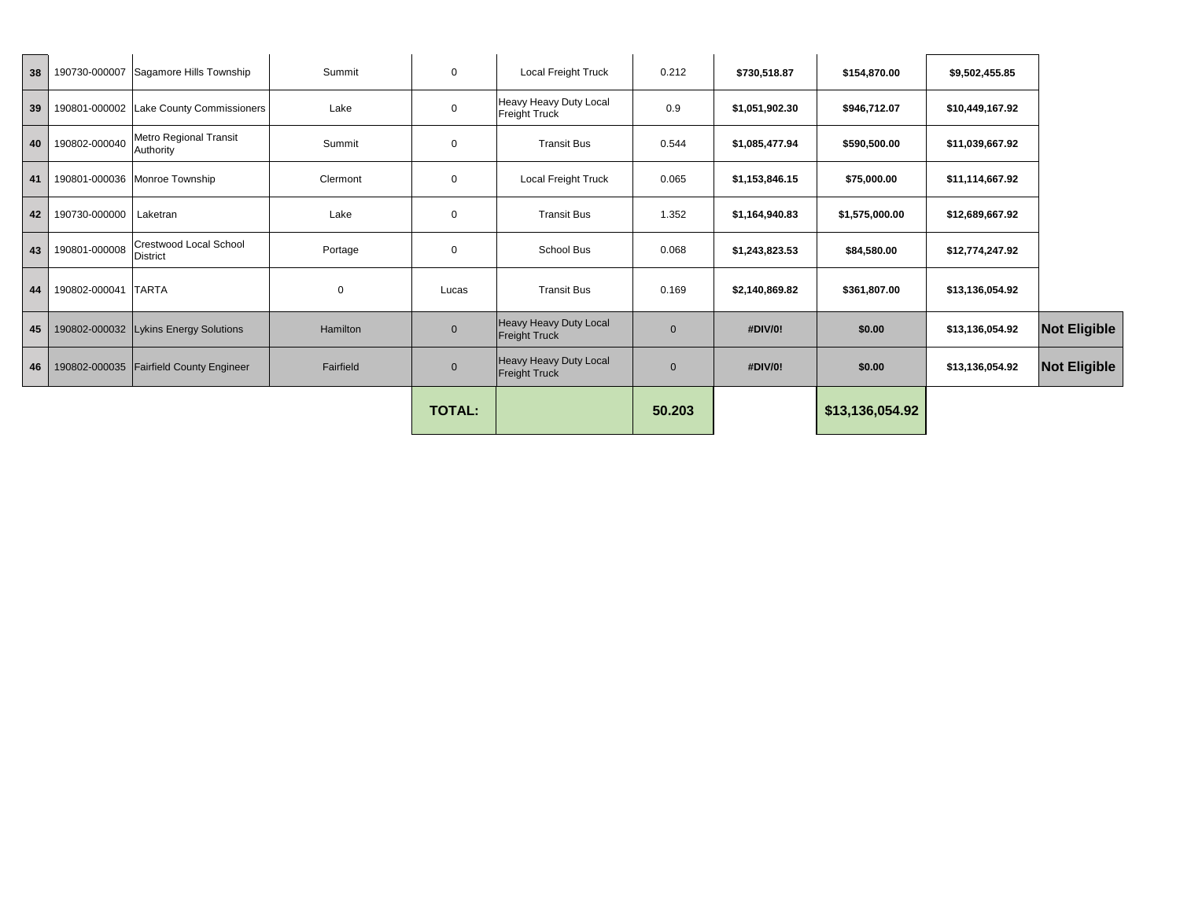| | | | | | | | | | | |
|---|---|---|---|---|---|---|---|---|---|---|
| 38 | 190730-000007 | Sagamore Hills Township | Summit | 0 | Local Freight Truck | 0.212 | **$730,518.87** | **$154,870.00** | **$9,502,455.85** | |
| 39 | 190801-000002 | Lake County Commissioners | Lake | 0 | Heavy Heavy Duty Local Freight Truck | 0.9 | **$1,051,902.30** | **$946,712.07** | **$10,449,167.92** | |
| 40 | 190802-000040 | Metro Regional Transit Authority | Summit | 0 | Transit Bus | 0.544 | **$1,085,477.94** | **$590,500.00** | **$11,039,667.92** | |
| 41 | 190801-000036 | Monroe Township | Clermont | 0 | Local Freight Truck | 0.065 | **$1,153,846.15** | **$75,000.00** | **$11,114,667.92** | |
| 42 | 190730-000000 | Laketran | Lake | 0 | Transit Bus | 1.352 | **$1,164,940.83** | **$1,575,000.00** | **$12,689,667.92** | |
| 43 | 190801-000008 | Crestwood Local School District | Portage | 0 | School Bus | 0.068 | **$1,243,823.53** | **$84,580.00** | **$12,774,247.92** | |
| 44 | 190802-000041 | TARTA | 0 | Lucas | Transit Bus | 0.169 | **$2,140,869.82** | **$361,807.00** | **$13,136,054.92** | |
| 45 | 190802-000032 | Lykins Energy Solutions | Hamilton | 0 | Heavy Heavy Duty Local Freight Truck | 0 | **#DIV/0!** | **$0.00** | **$13,136,054.92** | **Not Eligible** |
| 46 | 190802-000035 | Fairfield County Engineer | Fairfield | 0 | Heavy Heavy Duty Local Freight Truck | 0 | **#DIV/0!** | **$0.00** | **$13,136,054.92** | **Not Eligible** |
| | | | | **TOTAL:** | | **50.203** | | **$13,136,054.92** | | |